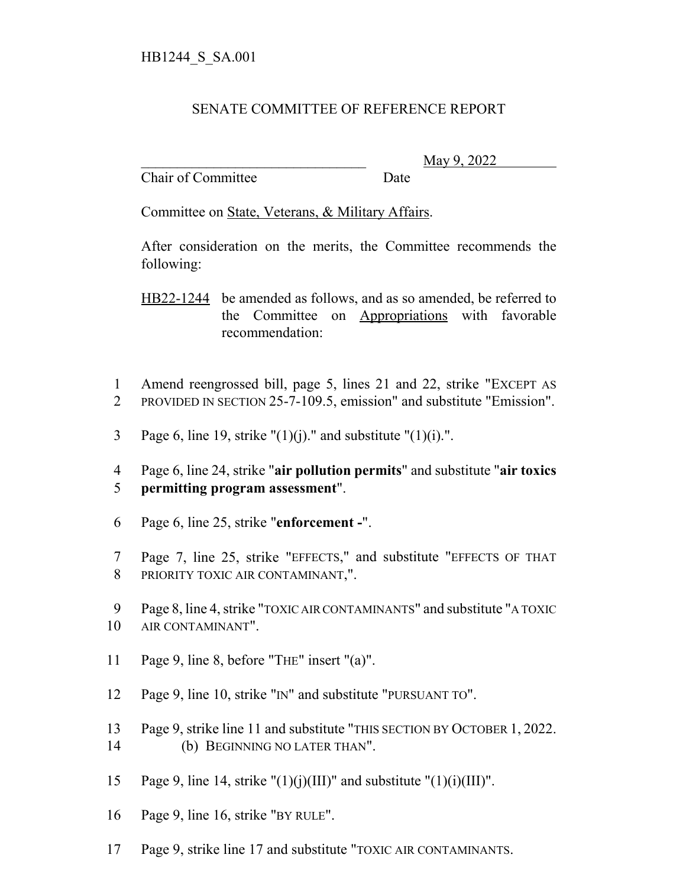HB1244_S_SA.001

SENATE COMMITTEE OF REFERENCE REPORT

________________________________ May 9, 2022

Chair of Committee Date

Committee on State, Veterans, & Military Affairs.

After consideration on the merits, the Committee recommends the following:

HB22-1244 be amended as follows, and as so amended, be referred to the Committee on Appropriations with favorable recommendation:

1 Amend reengrossed bill, page 5, lines 21 and 22, strike "EXCEPT AS
2 PROVIDED IN SECTION 25-7-109.5, emission" and substitute "Emission".

3 Page 6, line 19, strike "(1)(j)." and substitute "(1)(i).".

4 Page 6, line 24, strike "**air pollution permits**" and substitute "**air toxics**
5 **permitting program assessment**".

6 Page 6, line 25, strike "**enforcement -**".

7 Page 7, line 25, strike "EFFECTS," and substitute "EFFECTS OF THAT
8 PRIORITY TOXIC AIR CONTAMINANT,".

9 Page 8, line 4, strike "TOXIC AIR CONTAMINANTS" and substitute "A TOXIC
10 AIR CONTAMINANT".

11 Page 9, line 8, before "THE" insert "(a)".

12 Page 9, line 10, strike "IN" and substitute "PURSUANT TO".

13 Page 9, strike line 11 and substitute "THIS SECTION BY OCTOBER 1, 2022.
14 (b) BEGINNING NO LATER THAN".

15 Page 9, line 14, strike "(1)(j)(III)" and substitute "(1)(i)(III)".

16 Page 9, line 16, strike "BY RULE".

17 Page 9, strike line 17 and substitute "TOXIC AIR CONTAMINANTS.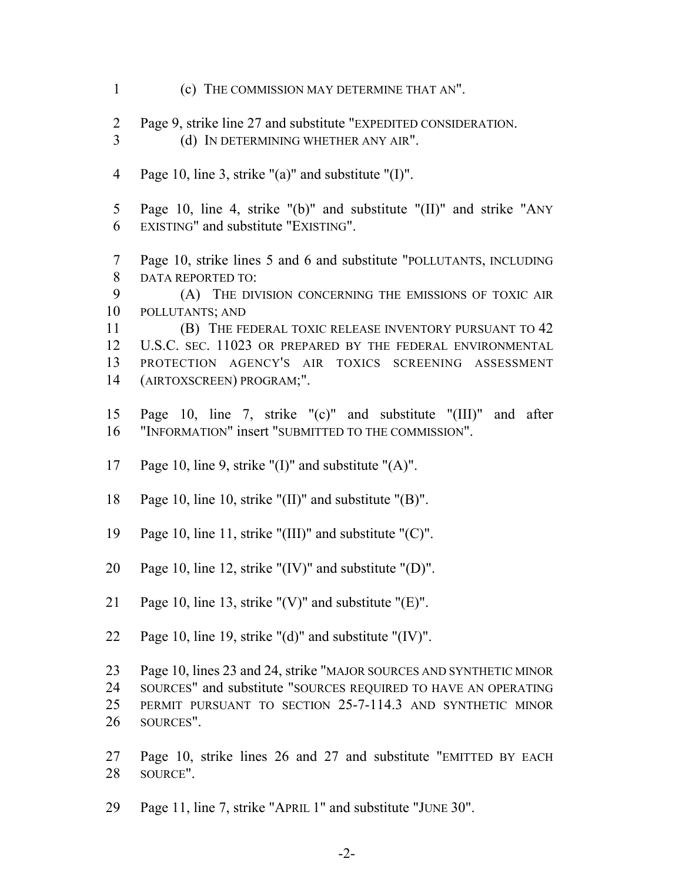(c) THE COMMISSION MAY DETERMINE THAT AN".

Page 9, strike line 27 and substitute "EXPEDITED CONSIDERATION.

(d) IN DETERMINING WHETHER ANY AIR".

Page 10, line 3, strike "(a)" and substitute "(I)".

Page 10, line 4, strike "(b)" and substitute "(II)" and strike "ANY EXISTING" and substitute "EXISTING".

Page 10, strike lines 5 and 6 and substitute "POLLUTANTS, INCLUDING DATA REPORTED TO:

(A) THE DIVISION CONCERNING THE EMISSIONS OF TOXIC AIR POLLUTANTS; AND

(B) THE FEDERAL TOXIC RELEASE INVENTORY PURSUANT TO 42 U.S.C. SEC. 11023 OR PREPARED BY THE FEDERAL ENVIRONMENTAL PROTECTION AGENCY'S AIR TOXICS SCREENING ASSESSMENT (AIRTOXSCREEN) PROGRAM;".

Page 10, line 7, strike "(c)" and substitute "(III)" and after "INFORMATION" insert "SUBMITTED TO THE COMMISSION".

Page 10, line 9, strike "(I)" and substitute "(A)".

Page 10, line 10, strike "(II)" and substitute "(B)".

Page 10, line 11, strike "(III)" and substitute "(C)".

Page 10, line 12, strike "(IV)" and substitute "(D)".

Page 10, line 13, strike "(V)" and substitute "(E)".

Page 10, line 19, strike "(d)" and substitute "(IV)".

Page 10, lines 23 and 24, strike "MAJOR SOURCES AND SYNTHETIC MINOR SOURCES" and substitute "SOURCES REQUIRED TO HAVE AN OPERATING PERMIT PURSUANT TO SECTION 25-7-114.3 AND SYNTHETIC MINOR SOURCES".

Page 10, strike lines 26 and 27 and substitute "EMITTED BY EACH SOURCE".

Page 11, line 7, strike "APRIL 1" and substitute "JUNE 30".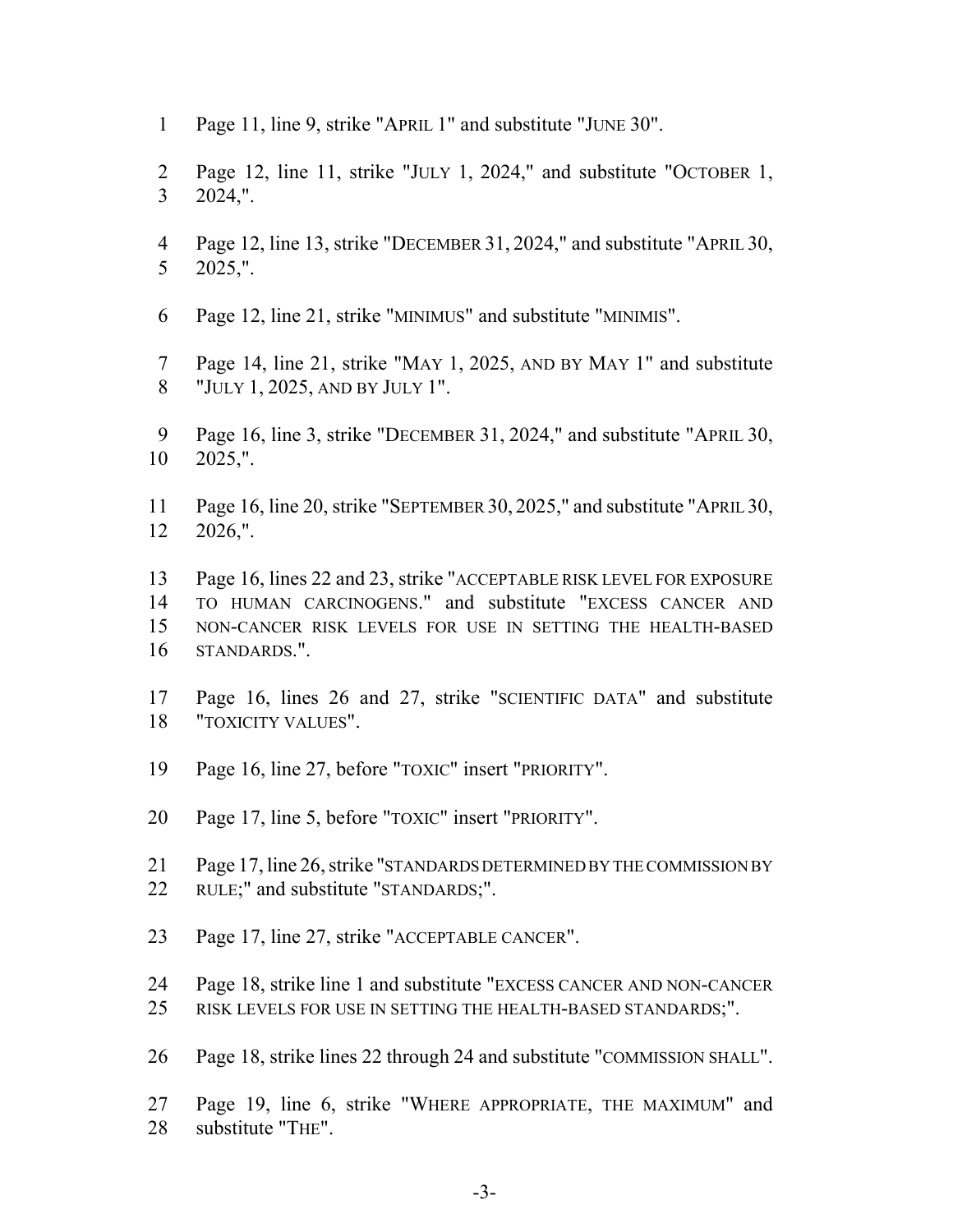Page 11, line 9, strike "APRIL 1" and substitute "JUNE 30".

Page 12, line 11, strike "JULY 1, 2024," and substitute "OCTOBER 1, 2024,".

Page 12, line 13, strike "DECEMBER 31, 2024," and substitute "APRIL 30, 2025,".

Page 12, line 21, strike "MINIMUS" and substitute "MINIMIS".

Page 14, line 21, strike "MAY 1, 2025, AND BY MAY 1" and substitute "JULY 1, 2025, AND BY JULY 1".

Page 16, line 3, strike "DECEMBER 31, 2024," and substitute "APRIL 30, 2025,".

Page 16, line 20, strike "SEPTEMBER 30, 2025," and substitute "APRIL 30, 2026,".

Page 16, lines 22 and 23, strike "ACCEPTABLE RISK LEVEL FOR EXPOSURE TO HUMAN CARCINOGENS." and substitute "EXCESS CANCER AND NON-CANCER RISK LEVELS FOR USE IN SETTING THE HEALTH-BASED STANDARDS.".

Page 16, lines 26 and 27, strike "SCIENTIFIC DATA" and substitute "TOXICITY VALUES".

Page 16, line 27, before "TOXIC" insert "PRIORITY".

Page 17, line 5, before "TOXIC" insert "PRIORITY".

Page 17, line 26, strike "STANDARDS DETERMINED BY THE COMMISSION BY RULE;" and substitute "STANDARDS;".

Page 17, line 27, strike "ACCEPTABLE CANCER".

Page 18, strike line 1 and substitute "EXCESS CANCER AND NON-CANCER RISK LEVELS FOR USE IN SETTING THE HEALTH-BASED STANDARDS;".

Page 18, strike lines 22 through 24 and substitute "COMMISSION SHALL".

Page 19, line 6, strike "WHERE APPROPRIATE, THE MAXIMUM" and substitute "THE".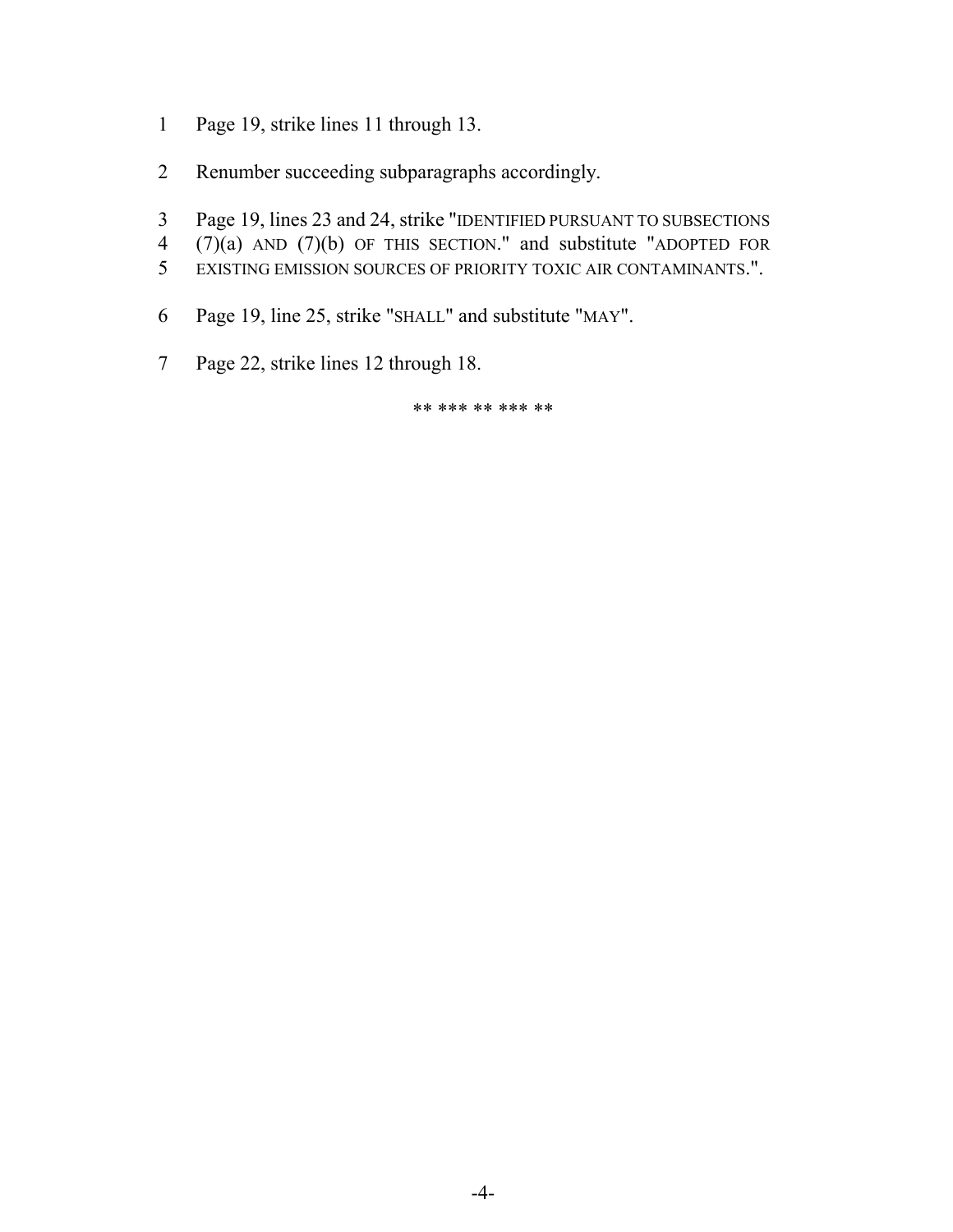1 Page 19, strike lines 11 through 13.

2 Renumber succeeding subparagraphs accordingly.

3 Page 19, lines 23 and 24, strike "IDENTIFIED PURSUANT TO SUBSECTIONS
4 (7)(a) AND (7)(b) OF THIS SECTION." and substitute "ADOPTED FOR
5 EXISTING EMISSION SOURCES OF PRIORITY TOXIC AIR CONTAMINANTS.".

6 Page 19, line 25, strike "SHALL" and substitute "MAY".

7 Page 22, strike lines 12 through 18.

** *** ** *** **